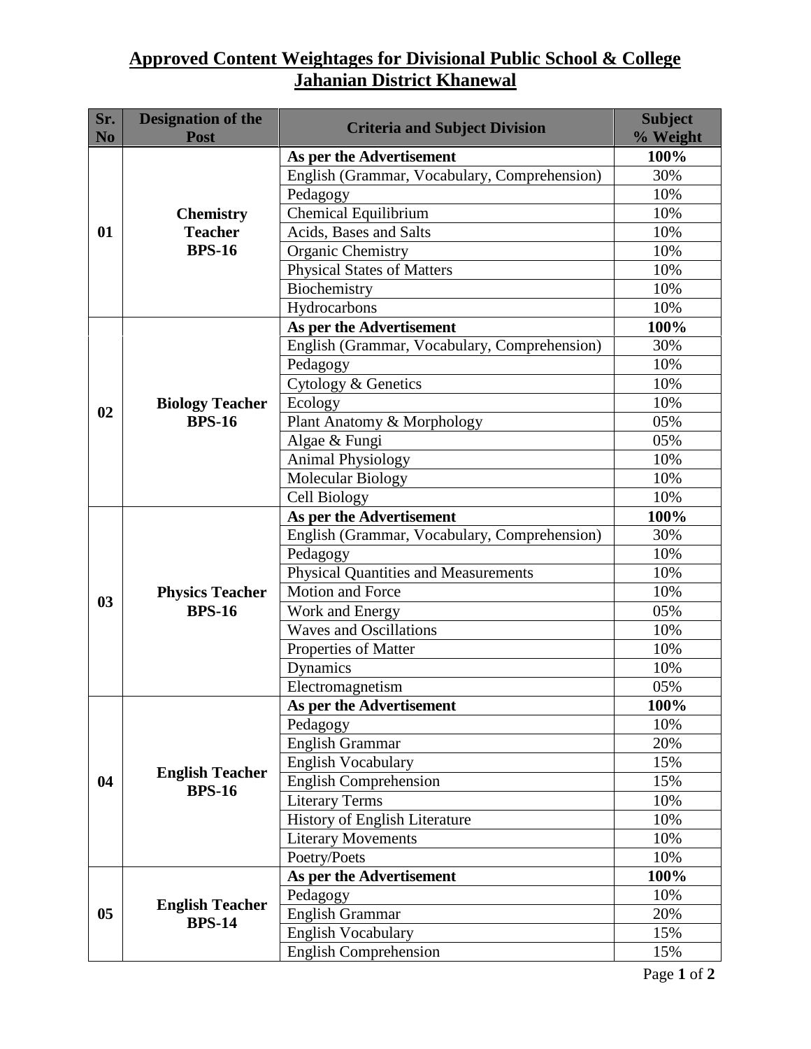# Approved Content Weightages for Divisional Public School & College Jahanian District Khanewal

| Sr. No | Designation of the Post | Criteria and Subject Division | Subject % Weight |
|---|---|---|---|
| 01 | Chemistry Teacher BPS-16 | **As per the Advertisement** | **100%** |
| | | English (Grammar, Vocabulary, Comprehension) | 30% |
| | | Pedagogy | 10% |
| | | Chemical Equilibrium | 10% |
| | | Acids, Bases and Salts | 10% |
| | | Organic Chemistry | 10% |
| | | Physical States of Matters | 10% |
| | | Biochemistry | 10% |
| | | Hydrocarbons | 10% |
| 02 | Biology Teacher BPS-16 | **As per the Advertisement** | **100%** |
| | | English (Grammar, Vocabulary, Comprehension) | 30% |
| | | Pedagogy | 10% |
| | | Cytology & Genetics | 10% |
| | | Ecology | 10% |
| | | Plant Anatomy & Morphology | 05% |
| | | Algae & Fungi | 05% |
| | | Animal Physiology | 10% |
| | | Molecular Biology | 10% |
| | | Cell Biology | 10% |
| 03 | Physics Teacher BPS-16 | **As per the Advertisement** | **100%** |
| | | English (Grammar, Vocabulary, Comprehension) | 30% |
| | | Pedagogy | 10% |
| | | Physical Quantities and Measurements | 10% |
| | | Motion and Force | 10% |
| | | Work and Energy | 05% |
| | | Waves and Oscillations | 10% |
| | | Properties of Matter | 10% |
| | | Dynamics | 10% |
| | | Electromagnetism | 05% |
| 04 | English Teacher BPS-16 | **As per the Advertisement** | **100%** |
| | | Pedagogy | 10% |
| | | English Grammar | 20% |
| | | English Vocabulary | 15% |
| | | English Comprehension | 15% |
| | | Literary Terms | 10% |
| | | History of English Literature | 10% |
| | | Literary Movements | 10% |
| | | Poetry/Poets | 10% |
| 05 | English Teacher BPS-14 | **As per the Advertisement** | **100%** |
| | | Pedagogy | 10% |
| | | English Grammar | 20% |
| | | English Vocabulary | 15% |
| | | English Comprehension | 15% |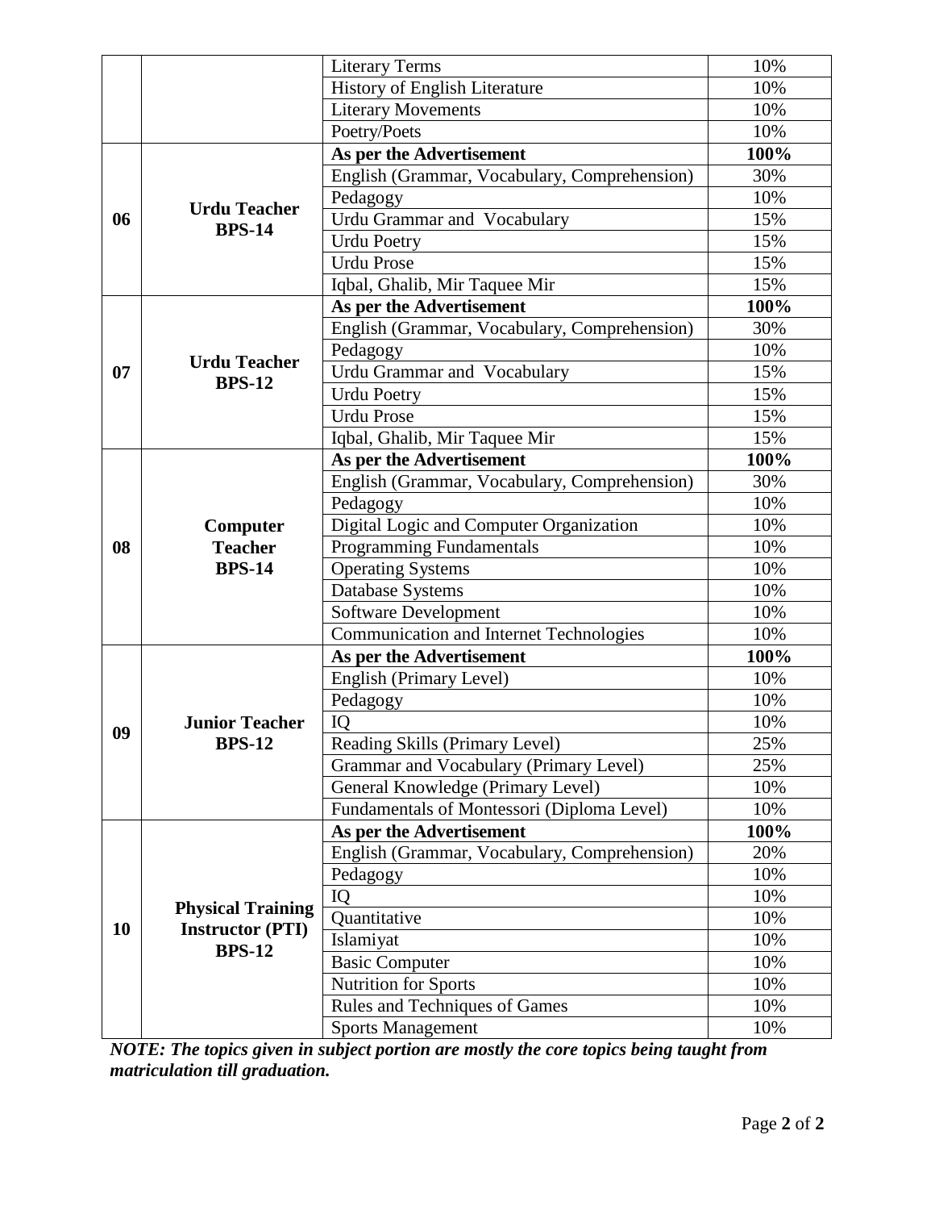| | | | |
|---|---|---|---|
| | | Literary Terms | 10% |
| | | History of English Literature | 10% |
| | | Literary Movements | 10% |
| | | Poetry/Poets | 10% |
| 06 | **Urdu Teacher BPS-14** | **As per the Advertisement** | **100%** |
| | | English (Grammar, Vocabulary, Comprehension) | 30% |
| | | Pedagogy | 10% |
| | | Urdu Grammar and Vocabulary | 15% |
| | | Urdu Poetry | 15% |
| | | Urdu Prose | 15% |
| | | Iqbal, Ghalib, Mir Taquee Mir | 15% |
| 07 | **Urdu Teacher BPS-12** | **As per the Advertisement** | **100%** |
| | | English (Grammar, Vocabulary, Comprehension) | 30% |
| | | Pedagogy | 10% |
| | | Urdu Grammar and Vocabulary | 15% |
| | | Urdu Poetry | 15% |
| | | Urdu Prose | 15% |
| | | Iqbal, Ghalib, Mir Taquee Mir | 15% |
| 08 | **Computer Teacher BPS-14** | **As per the Advertisement** | **100%** |
| | | English (Grammar, Vocabulary, Comprehension) | 30% |
| | | Pedagogy | 10% |
| | | Digital Logic and Computer Organization | 10% |
| | | Programming Fundamentals | 10% |
| | | Operating Systems | 10% |
| | | Database Systems | 10% |
| | | Software Development | 10% |
| | | Communication and Internet Technologies | 10% |
| 09 | **Junior Teacher BPS-12** | **As per the Advertisement** | **100%** |
| | | English (Primary Level) | 10% |
| | | Pedagogy | 10% |
| | | IQ | 10% |
| | | Reading Skills (Primary Level) | 25% |
| | | Grammar and Vocabulary (Primary Level) | 25% |
| | | General Knowledge (Primary Level) | 10% |
| | | Fundamentals of Montessori (Diploma Level) | 10% |
| 10 | **Physical Training Instructor (PTI) BPS-12** | **As per the Advertisement** | **100%** |
| | | English (Grammar, Vocabulary, Comprehension) | 20% |
| | | Pedagogy | 10% |
| | | IQ | 10% |
| | | Quantitative | 10% |
| | | Islamiyat | 10% |
| | | Basic Computer | 10% |
| | | Nutrition for Sports | 10% |
| | | Rules and Techniques of Games | 10% |
| | | Sports Management | 10% |

***NOTE: The topics given in subject portion are mostly the core topics being taught from matriculation till graduation.***